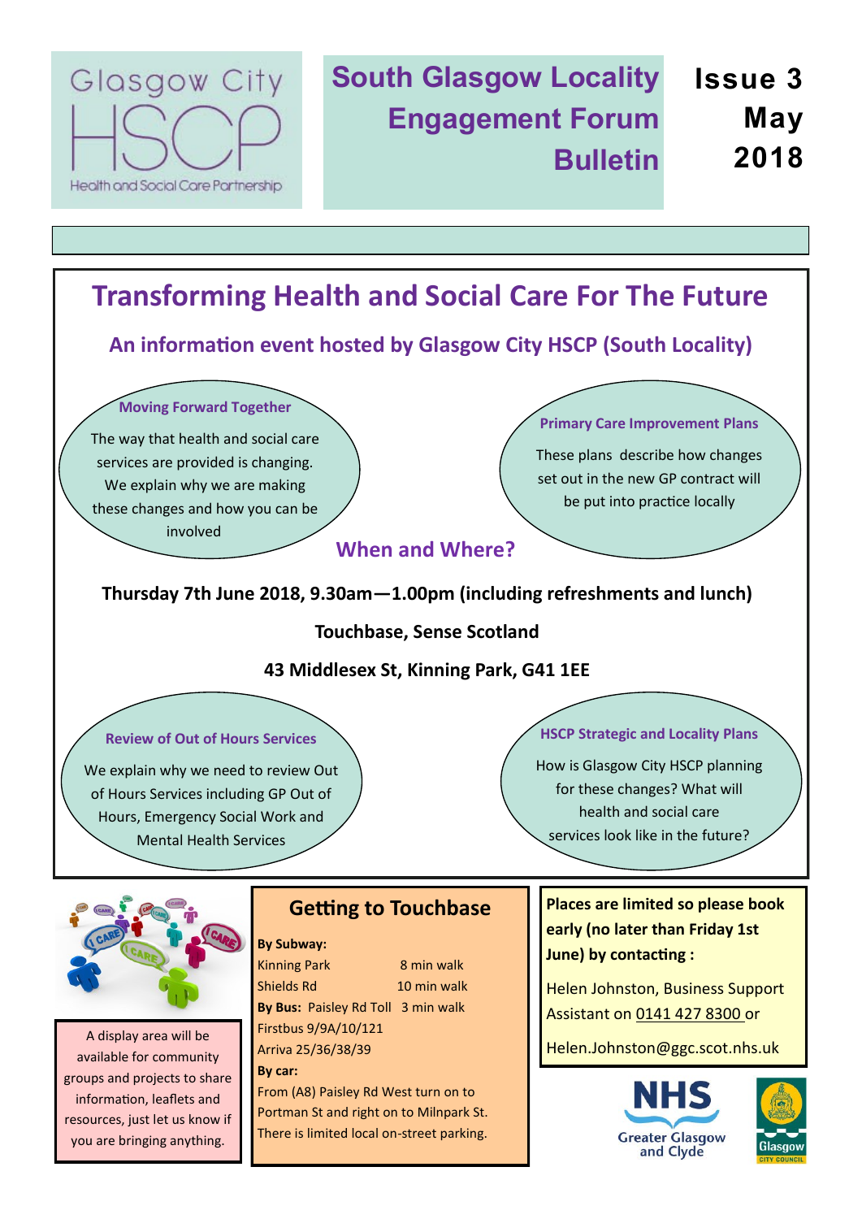Glasgow City HSCP

Health and Social Care Partnership

# South Glasgow Locality Engagement Forum Bulletin

**Issue 3**
**May 2018**

## Transforming Health and Social Care For The Future

### An information event hosted by Glasgow City HSCP (South Locality)

**Moving Forward Together**

The way that health and social care services are provided is changing. We explain why we are making these changes and how you can be involved

**Primary Care Improvement Plans**

These plans describe how changes set out in the new GP contract will be put into practice locally

### When and Where?

**Thursday 7th June 2018, 9.30am—1.00pm (including refreshments and lunch)**

**Touchbase, Sense Scotland**

**43 Middlesex St, Kinning Park, G41 1EE**

**Review of Out of Hours Services**

We explain why we need to review Out of Hours Services including GP Out of Hours, Emergency Social Work and Mental Health Services

**HSCP Strategic and Locality Plans**

How is Glasgow City HSCP planning for these changes? What will health and social care services look like in the future?

A display area will be available for community groups and projects to share information, leaflets and resources, just let us know if you are bringing anything.

### Getting to Touchbase

**By Subway:**
Kinning Park 8 min walk
Shields Rd 10 min walk
**By Bus:** Paisley Rd Toll 3 min walk
Firstbus 9/9A/10/121
Arriva 25/36/38/39
**By car:**
From (A8) Paisley Rd West turn on to Portman St and right on to Milnpark St. There is limited local on-street parking.

**Places are limited so please book early (no later than Friday 1st June) by contacting :**

Helen Johnston, Business Support Assistant on 0141 427 8300 or

Helen.Johnston@ggc.scot.nhs.uk

NHS Greater Glasgow and Clyde

Glasgow City Council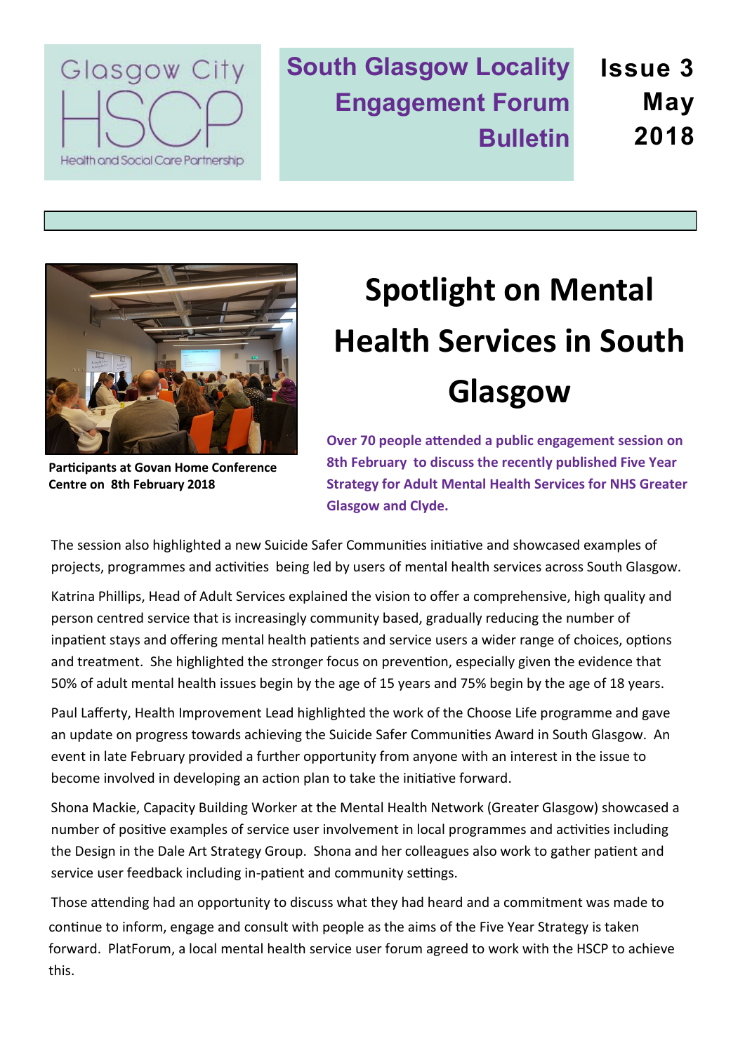Glasgow City HSCP Health and Social Care Partnership

**South Glasgow Locality Engagement Forum Bulletin**

**Issue 3 May 2018**

# Spotlight on Mental Health Services in South Glasgow

Participants at Govan Home Conference Centre on 8th February 2018

**Over 70 people attended a public engagement session on 8th February to discuss the recently published Five Year Strategy for Adult Mental Health Services for NHS Greater Glasgow and Clyde.**

The session also highlighted a new Suicide Safer Communities initiative and showcased examples of projects, programmes and activities being led by users of mental health services across South Glasgow.

Katrina Phillips, Head of Adult Services explained the vision to offer a comprehensive, high quality and person centred service that is increasingly community based, gradually reducing the number of inpatient stays and offering mental health patients and service users a wider range of choices, options and treatment. She highlighted the stronger focus on prevention, especially given the evidence that 50% of adult mental health issues begin by the age of 15 years and 75% begin by the age of 18 years.

Paul Lafferty, Health Improvement Lead highlighted the work of the Choose Life programme and gave an update on progress towards achieving the Suicide Safer Communities Award in South Glasgow. An event in late February provided a further opportunity from anyone with an interest in the issue to become involved in developing an action plan to take the initiative forward.

Shona Mackie, Capacity Building Worker at the Mental Health Network (Greater Glasgow) showcased a number of positive examples of service user involvement in local programmes and activities including the Design in the Dale Art Strategy Group. Shona and her colleagues also work to gather patient and service user feedback including in-patient and community settings.

Those attending had an opportunity to discuss what they had heard and a commitment was made to continue to inform, engage and consult with people as the aims of the Five Year Strategy is taken forward. PlatForum, a local mental health service user forum agreed to work with the HSCP to achieve this.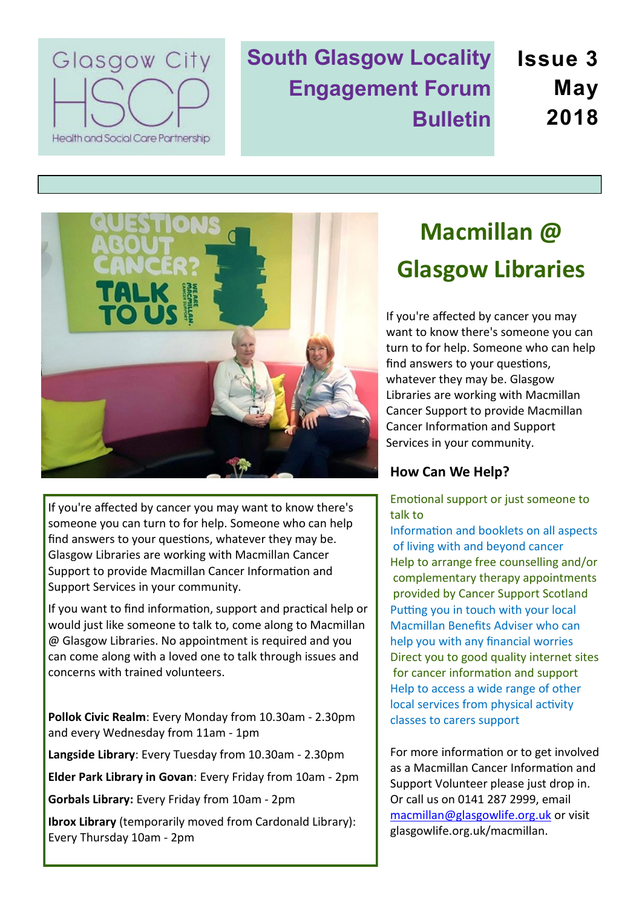Glasgow City HSCP
Health and Social Care Partnership

# South Glasgow Locality Engagement Forum Bulletin

**Issue 3 May 2018**

## Macmillan @ Glasgow Libraries

If you're affected by cancer you may want to know there's someone you can turn to for help. Someone who can help find answers to your questions, whatever they may be. Glasgow Libraries are working with Macmillan Cancer Support to provide Macmillan Cancer Information and Support Services in your community.

### How Can We Help?

- Emotional support or just someone to talk to
- Information and booklets on all aspects of living with and beyond cancer
- Help to arrange free counselling and/or complementary therapy appointments provided by Cancer Support Scotland
- Putting you in touch with your local Macmillan Benefits Adviser who can help you with any financial worries
- Direct you to good quality internet sites for cancer information and support
- Help to access a wide range of other local services from physical activity classes to carers support

For more information or to get involved as a Macmillan Cancer Information and Support Volunteer please just drop in. Or call us on 0141 287 2999, email macmillan@glasgowlife.org.uk or visit glasgowlife.org.uk/macmillan.

If you're affected by cancer you may want to know there's someone you can turn to for help. Someone who can help find answers to your questions, whatever they may be. Glasgow Libraries are working with Macmillan Cancer Support to provide Macmillan Cancer Information and Support Services in your community.

If you want to find information, support and practical help or would just like someone to talk to, come along to Macmillan @ Glasgow Libraries. No appointment is required and you can come along with a loved one to talk through issues and concerns with trained volunteers.

**Pollok Civic Realm**: Every Monday from 10.30am - 2.30pm and every Wednesday from 11am - 1pm

**Langside Library**: Every Tuesday from 10.30am - 2.30pm

**Elder Park Library in Govan**: Every Friday from 10am - 2pm

**Gorbals Library:** Every Friday from 10am - 2pm

**Ibrox Library** (temporarily moved from Cardonald Library): Every Thursday 10am - 2pm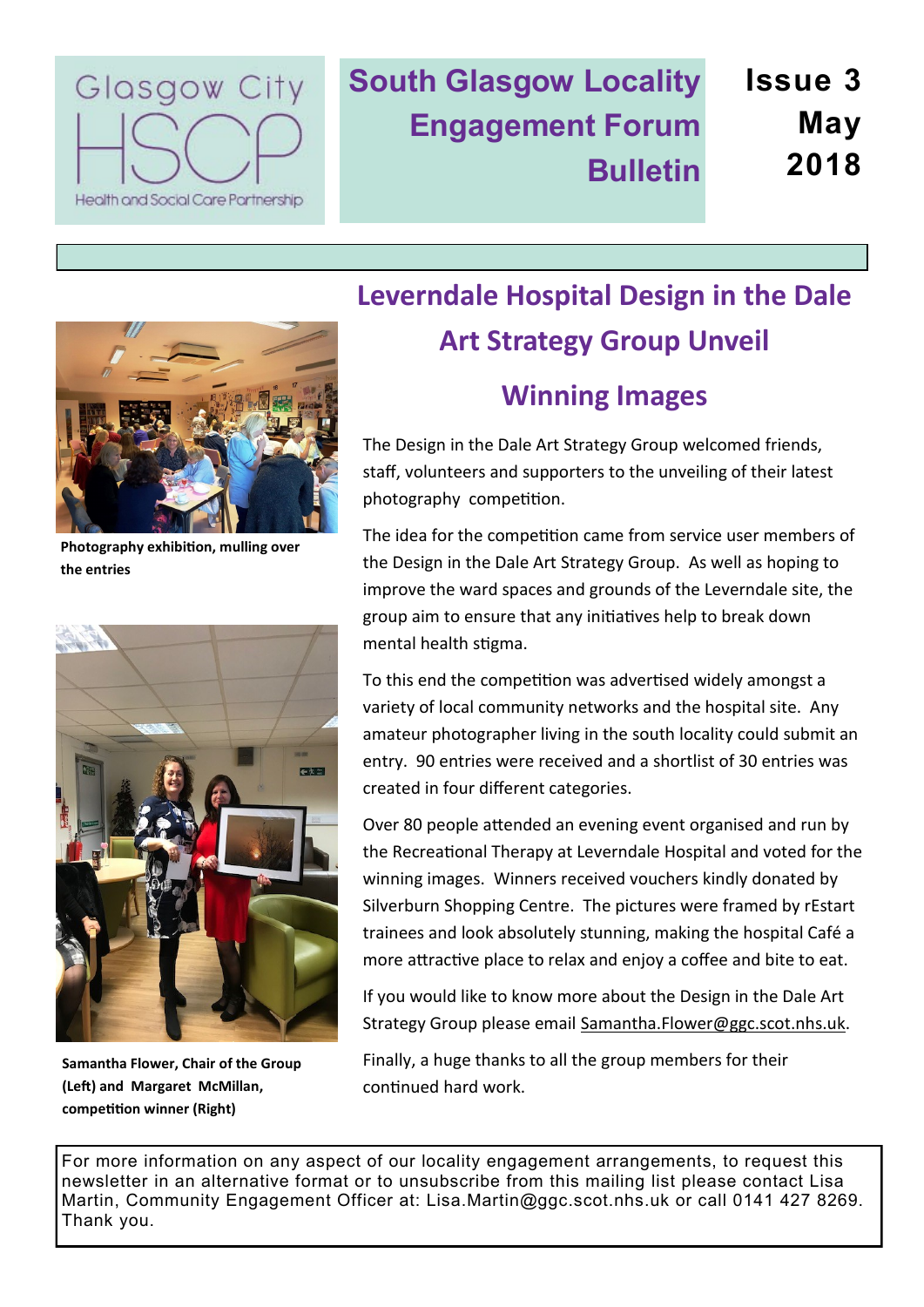Glasgow City HSCP Health and Social Care Partnership

# South Glasgow Locality Engagement Forum Bulletin

**Issue 3 May 2018**

## Leverndale Hospital Design in the Dale Art Strategy Group Unveil Winning Images

The Design in the Dale Art Strategy Group welcomed friends, staff, volunteers and supporters to the unveiling of their latest photography competition.

The idea for the competition came from service user members of the Design in the Dale Art Strategy Group. As well as hoping to improve the ward spaces and grounds of the Leverndale site, the group aim to ensure that any initiatives help to break down mental health stigma.

To this end the competition was advertised widely amongst a variety of local community networks and the hospital site. Any amateur photographer living in the south locality could submit an entry. 90 entries were received and a shortlist of 30 entries was created in four different categories.

Over 80 people attended an evening event organised and run by the Recreational Therapy at Leverndale Hospital and voted for the winning images. Winners received vouchers kindly donated by Silverburn Shopping Centre. The pictures were framed by rEstart trainees and look absolutely stunning, making the hospital Café a more attractive place to relax and enjoy a coffee and bite to eat.

If you would like to know more about the Design in the Dale Art Strategy Group please email Samantha.Flower@ggc.scot.nhs.uk.

Finally, a huge thanks to all the group members for their continued hard work.

**Photography exhibition, mulling over the entries**

**Samantha Flower, Chair of the Group (Left) and Margaret McMillan, competition winner (Right)**

For more information on any aspect of our locality engagement arrangements, to request this newsletter in an alternative format or to unsubscribe from this mailing list please contact Lisa Martin, Community Engagement Officer at: Lisa.Martin@ggc.scot.nhs.uk or call 0141 427 8269. Thank you.